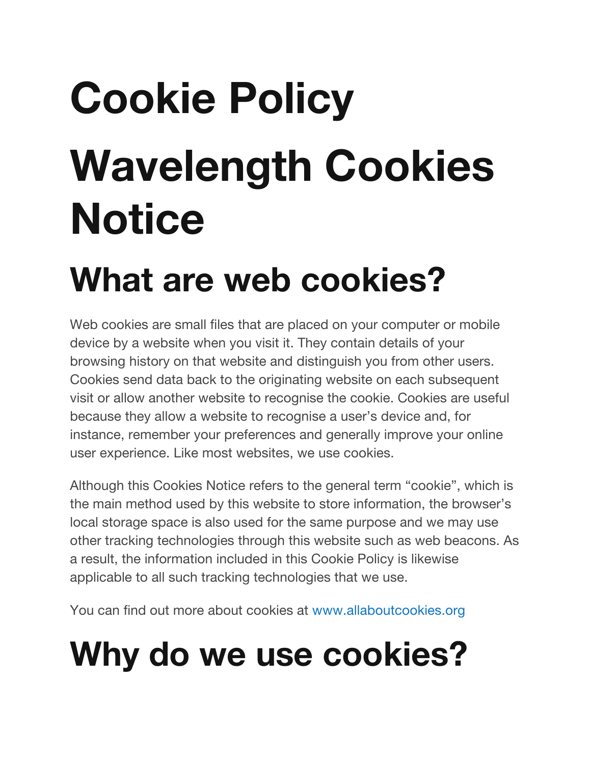# Cookie Policy

# Wavelength Cookies Notice

# What are web cookies?

Web cookies are small files that are placed on your computer or mobile device by a website when you visit it. They contain details of your browsing history on that website and distinguish you from other users. Cookies send data back to the originating website on each subsequent visit or allow another website to recognise the cookie. Cookies are useful because they allow a website to recognise a user's device and, for instance, remember your preferences and generally improve your online user experience. Like most websites, we use cookies.

Although this Cookies Notice refers to the general term "cookie", which is the main method used by this website to store information, the browser's local storage space is also used for the same purpose and we may use other tracking technologies through this website such as web beacons. As a result, the information included in this Cookie Policy is likewise applicable to all such tracking technologies that we use.

You can find out more about cookies at [www.allaboutcookies.org](http://www.allaboutcookies.org)

# Why do we use cookies?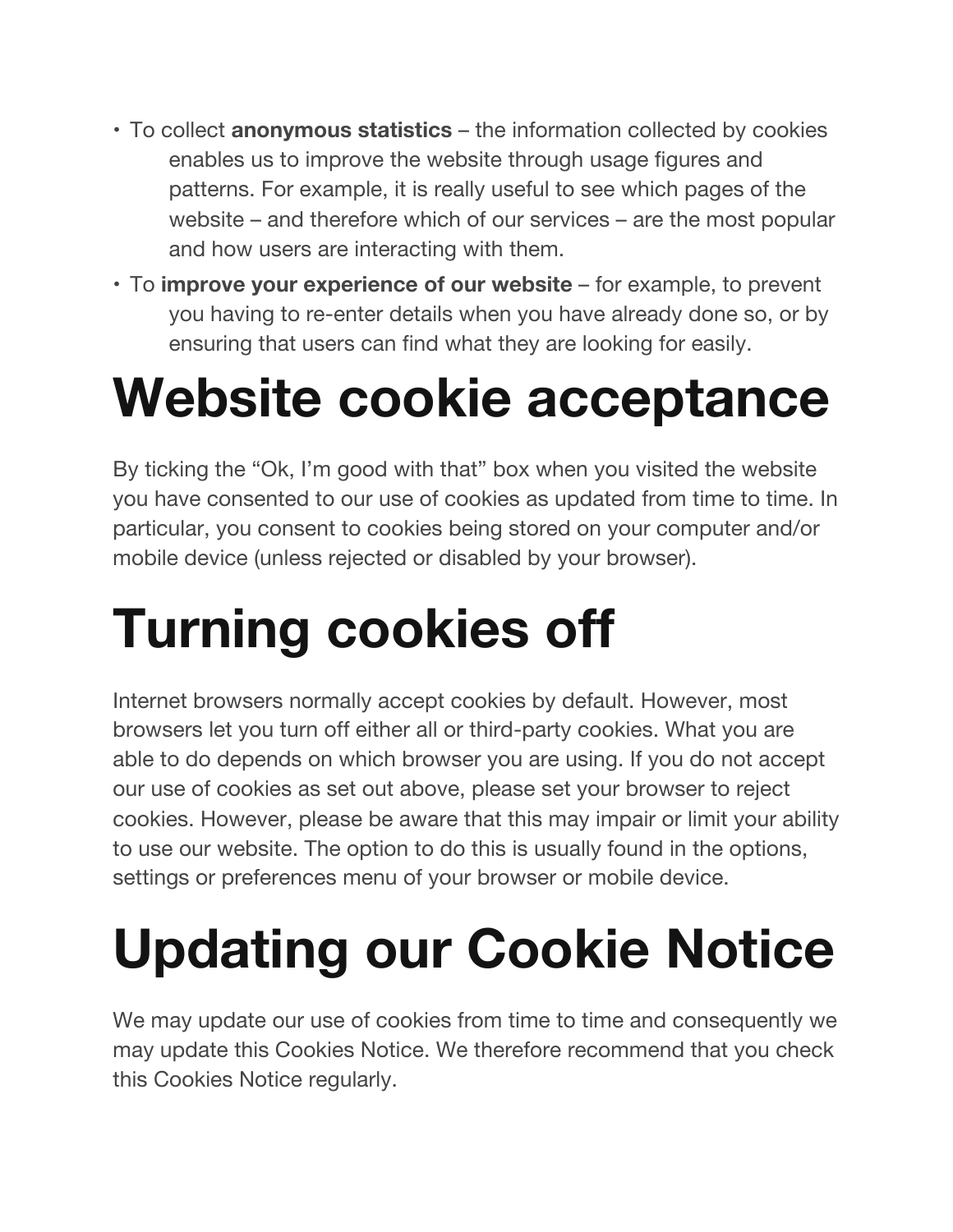- To collect **anonymous statistics** – the information collected by cookies enables us to improve the website through usage figures and patterns. For example, it is really useful to see which pages of the website – and therefore which of our services – are the most popular and how users are interacting with them.
- To **improve your experience of our website** – for example, to prevent you having to re-enter details when you have already done so, or by ensuring that users can find what they are looking for easily.

# Website cookie acceptance

By ticking the “Ok, I’m good with that” box when you visited the website you have consented to our use of cookies as updated from time to time. In particular, you consent to cookies being stored on your computer and/or mobile device (unless rejected or disabled by your browser).

# Turning cookies off

Internet browsers normally accept cookies by default. However, most browsers let you turn off either all or third-party cookies. What you are able to do depends on which browser you are using. If you do not accept our use of cookies as set out above, please set your browser to reject cookies. However, please be aware that this may impair or limit your ability to use our website. The option to do this is usually found in the options, settings or preferences menu of your browser or mobile device.

# Updating our Cookie Notice

We may update our use of cookies from time to time and consequently we may update this Cookies Notice. We therefore recommend that you check this Cookies Notice regularly.